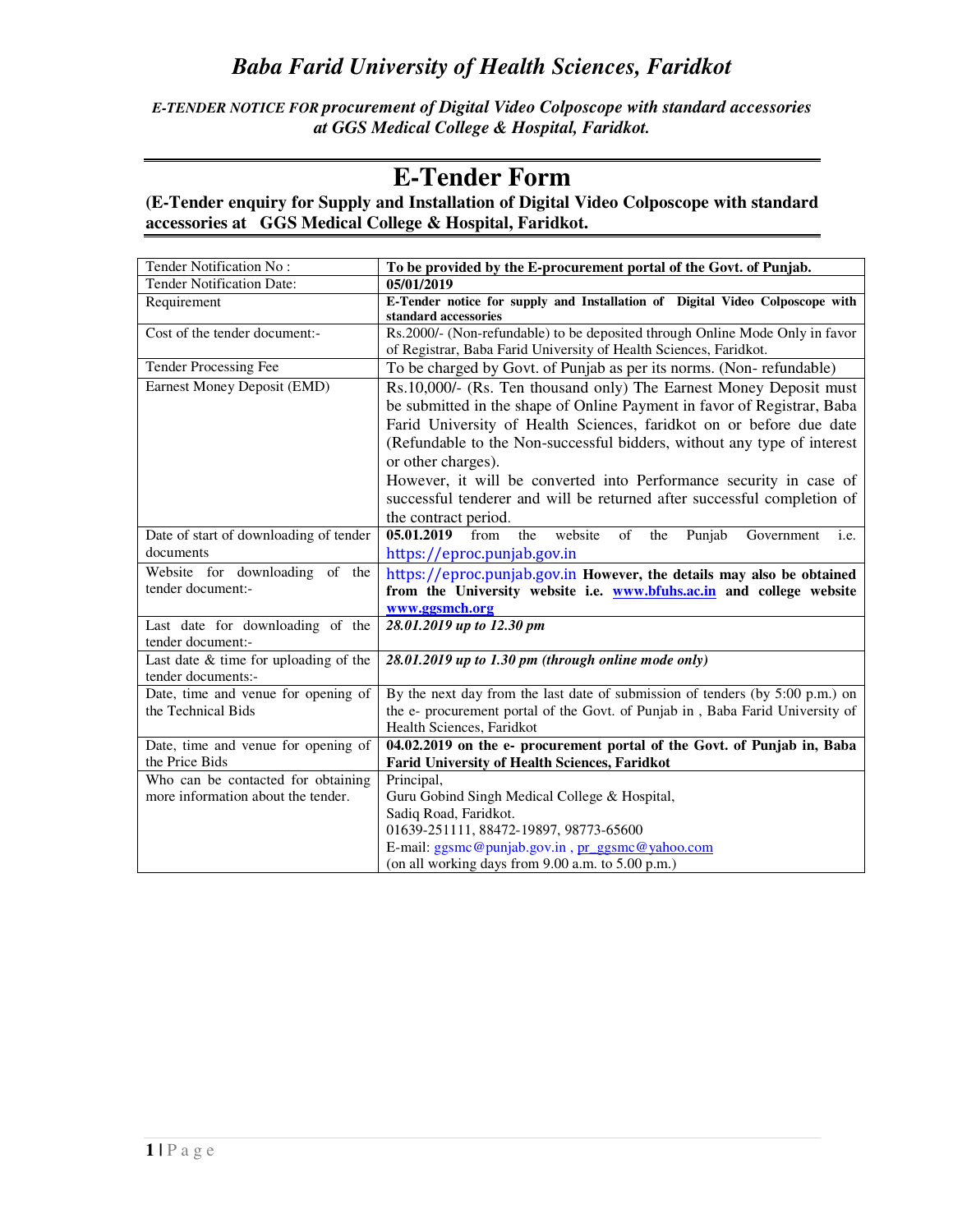# *Baba Farid University of Health Sciences, Faridkot*

***E-TENDER NOTICE FOR procurement of Digital Video Colposcope with standard accessories at GGS Medical College & Hospital, Faridkot.***

# E-Tender Form

**(E-Tender enquiry for Supply and Installation of Digital Video Colposcope with standard accessories at GGS Medical College & Hospital, Faridkot.**

| Tender Notification No : | **To be provided by the E-procurement portal of the Govt. of Punjab.** |
|---|---|
| Tender Notification Date: | **05/01/2019** |
| Requirement | **E-Tender notice for supply and Installation of Digital Video Colposcope with standard accessories** |
| Cost of the tender document:- | Rs.2000/- (Non-refundable) to be deposited through Online Mode Only in favor of Registrar, Baba Farid University of Health Sciences, Faridkot. |
| Tender Processing Fee | To be charged by Govt. of Punjab as per its norms. (Non- refundable) |
| Earnest Money Deposit (EMD) | Rs.10,000/- (Rs. Ten thousand only) The Earnest Money Deposit must be submitted in the shape of Online Payment in favor of Registrar, Baba Farid University of Health Sciences, faridkot on or before due date (Refundable to the Non-successful bidders, without any type of interest or other charges).<br>However, it will be converted into Performance security in case of successful tenderer and will be returned after successful completion of the contract period. |
| Date of start of downloading of tender documents | **05.01.2019** from the website of the Punjab Government i.e. https://eproc.punjab.gov.in |
| Website for downloading of the tender document:- | https://eproc.punjab.gov.in **However, the details may also be obtained from the University website i.e. www.bfuhs.ac.in and college website www.ggsmch.org** |
| Last date for downloading of the tender document:- | ***28.01.2019 up to 12.30 pm*** |
| Last date & time for uploading of the tender documents:- | ***28.01.2019 up to 1.30 pm (through online mode only)*** |
| Date, time and venue for opening of the Technical Bids | By the next day from the last date of submission of tenders (by 5:00 p.m.) on the e- procurement portal of the Govt. of Punjab in , Baba Farid University of Health Sciences, Faridkot |
| Date, time and venue for opening of the Price Bids | **04.02.2019 on the e- procurement portal of the Govt. of Punjab in, Baba Farid University of Health Sciences, Faridkot** |
| Who can be contacted for obtaining more information about the tender. | Principal,<br>Guru Gobind Singh Medical College & Hospital,<br>Sadiq Road, Faridkot.<br>01639-251111, 88472-19897, 98773-65600<br>E-mail: ggsmc@punjab.gov.in , pr_ggsmc@yahoo.com<br>(on all working days from 9.00 a.m. to 5.00 p.m.) |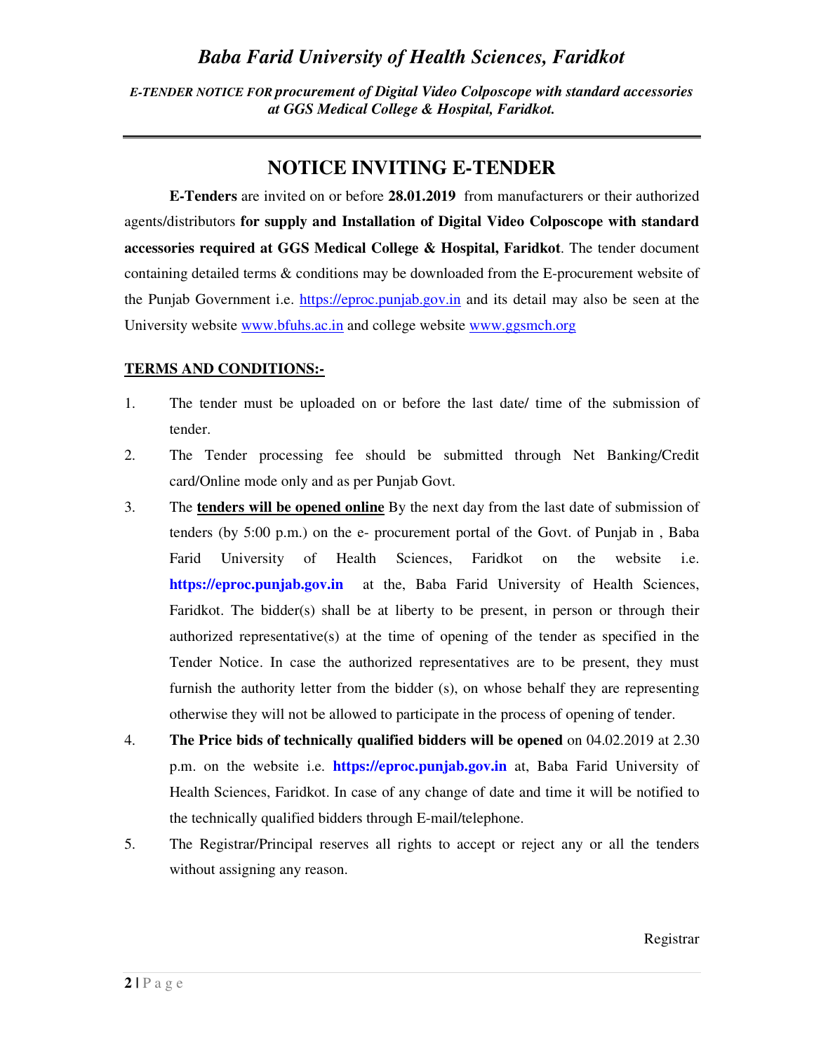# *Baba Farid University of Health Sciences, Faridkot*

***E-TENDER NOTICE FOR procurement of Digital Video Colposcope with standard accessories at GGS Medical College & Hospital, Faridkot.***

---

## NOTICE INVITING E-TENDER

**E-Tenders** are invited on or before **28.01.2019** from manufacturers or their authorized agents/distributors **for supply and Installation of Digital Video Colposcope with standard accessories required at GGS Medical College & Hospital, Faridkot**. The tender document containing detailed terms & conditions may be downloaded from the E-procurement website of the Punjab Government i.e. https://eproc.punjab.gov.in and its detail may also be seen at the University website www.bfuhs.ac.in and college website www.ggsmch.org

**TERMS AND CONDITIONS:-**

1. The tender must be uploaded on or before the last date/ time of the submission of tender.
2. The Tender processing fee should be submitted through Net Banking/Credit card/Online mode only and as per Punjab Govt.
3. The **tenders will be opened online** By the next day from the last date of submission of tenders (by 5:00 p.m.) on the e- procurement portal of the Govt. of Punjab in , Baba Farid University of Health Sciences, Faridkot on the website i.e. **https://eproc.punjab.gov.in** at the, Baba Farid University of Health Sciences, Faridkot. The bidder(s) shall be at liberty to be present, in person or through their authorized representative(s) at the time of opening of the tender as specified in the Tender Notice. In case the authorized representatives are to be present, they must furnish the authority letter from the bidder (s), on whose behalf they are representing otherwise they will not be allowed to participate in the process of opening of tender.
4. **The Price bids of technically qualified bidders will be opened** on 04.02.2019 at 2.30 p.m. on the website i.e. **https://eproc.punjab.gov.in** at, Baba Farid University of Health Sciences, Faridkot. In case of any change of date and time it will be notified to the technically qualified bidders through E-mail/telephone.
5. The Registrar/Principal reserves all rights to accept or reject any or all the tenders without assigning any reason.

Registrar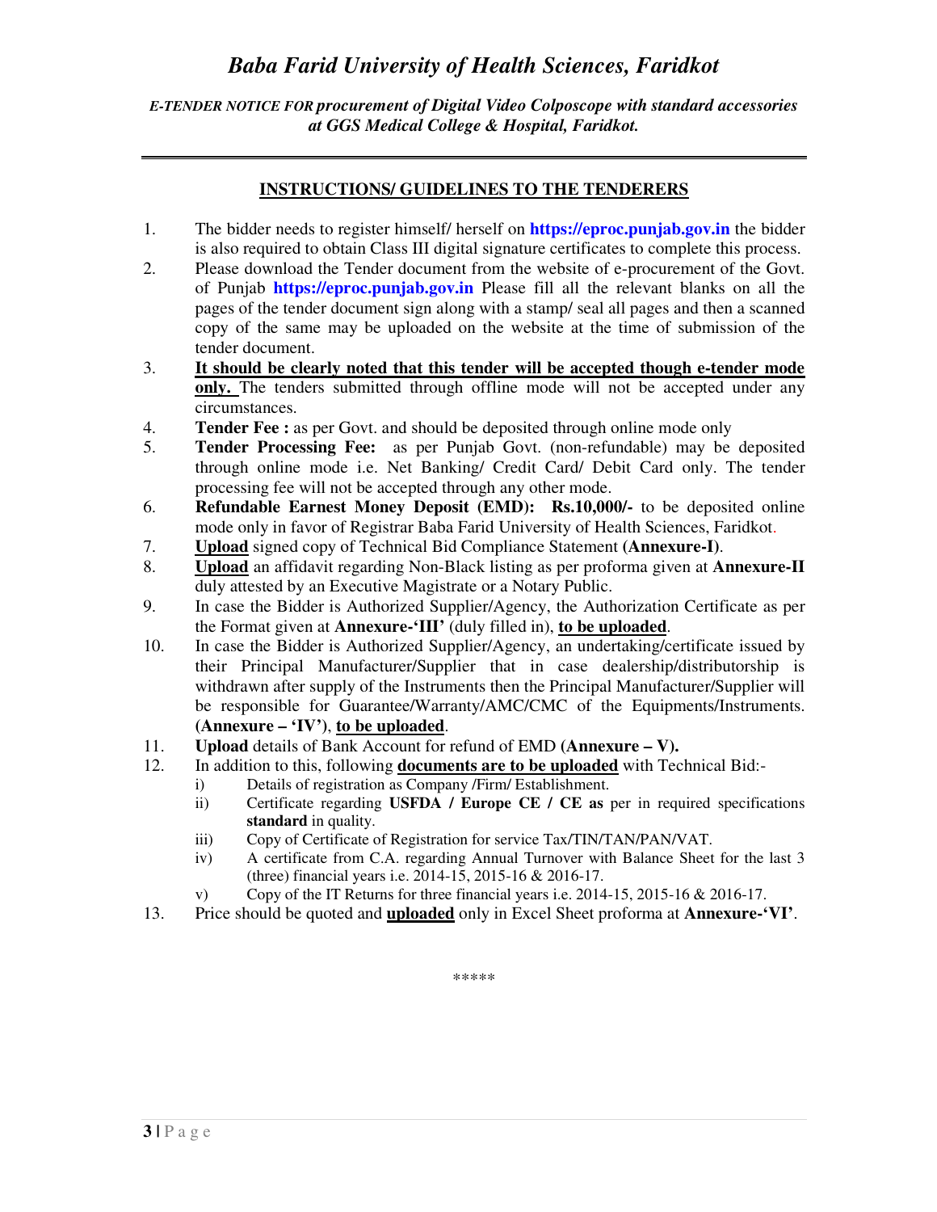# *Baba Farid University of Health Sciences, Faridkot*

***E-TENDER NOTICE FOR procurement of Digital Video Colposcope with standard accessories at GGS Medical College & Hospital, Faridkot.***

---

## INSTRUCTIONS/ GUIDELINES TO THE TENDERERS

1. The bidder needs to register himself/ herself on **https://eproc.punjab.gov.in** the bidder is also required to obtain Class III digital signature certificates to complete this process.
2. Please download the Tender document from the website of e-procurement of the Govt. of Punjab **https://eproc.punjab.gov.in** Please fill all the relevant blanks on all the pages of the tender document sign along with a stamp/ seal all pages and then a scanned copy of the same may be uploaded on the website at the time of submission of the tender document.
3. **It should be clearly noted that this tender will be accepted though e-tender mode only.** The tenders submitted through offline mode will not be accepted under any circumstances.
4. **Tender Fee :** as per Govt. and should be deposited through online mode only
5. **Tender Processing Fee:** as per Punjab Govt. (non-refundable) may be deposited through online mode i.e. Net Banking/ Credit Card/ Debit Card only. The tender processing fee will not be accepted through any other mode.
6. **Refundable Earnest Money Deposit (EMD): Rs.10,000/-** to be deposited online mode only in favor of Registrar Baba Farid University of Health Sciences, Faridkot.
7. **Upload** signed copy of Technical Bid Compliance Statement **(Annexure-I)**.
8. **Upload** an affidavit regarding Non-Black listing as per proforma given at **Annexure-II** duly attested by an Executive Magistrate or a Notary Public.
9. In case the Bidder is Authorized Supplier/Agency, the Authorization Certificate as per the Format given at **Annexure-'III'** (duly filled in), **to be uploaded**.
10. In case the Bidder is Authorized Supplier/Agency, an undertaking/certificate issued by their Principal Manufacturer/Supplier that in case dealership/distributorship is withdrawn after supply of the Instruments then the Principal Manufacturer/Supplier will be responsible for Guarantee/Warranty/AMC/CMC of the Equipments/Instruments. **(Annexure – 'IV')**, **to be uploaded**.
11. **Upload** details of Bank Account for refund of EMD **(Annexure – V).**
12. In addition to this, following **documents are to be uploaded** with Technical Bid:-
    1. i) Details of registration as Company /Firm/ Establishment.
    2. ii) Certificate regarding **USFDA / Europe CE / CE as** per in required specifications **standard** in quality.
    3. iii) Copy of Certificate of Registration for service Tax/TIN/TAN/PAN/VAT.
    4. iv) A certificate from C.A. regarding Annual Turnover with Balance Sheet for the last 3 (three) financial years i.e. 2014-15, 2015-16 & 2016-17.
    5. v) Copy of the IT Returns for three financial years i.e. 2014-15, 2015-16 & 2016-17.
13. Price should be quoted and **uploaded** only in Excel Sheet proforma at **Annexure-'VI'**.

*****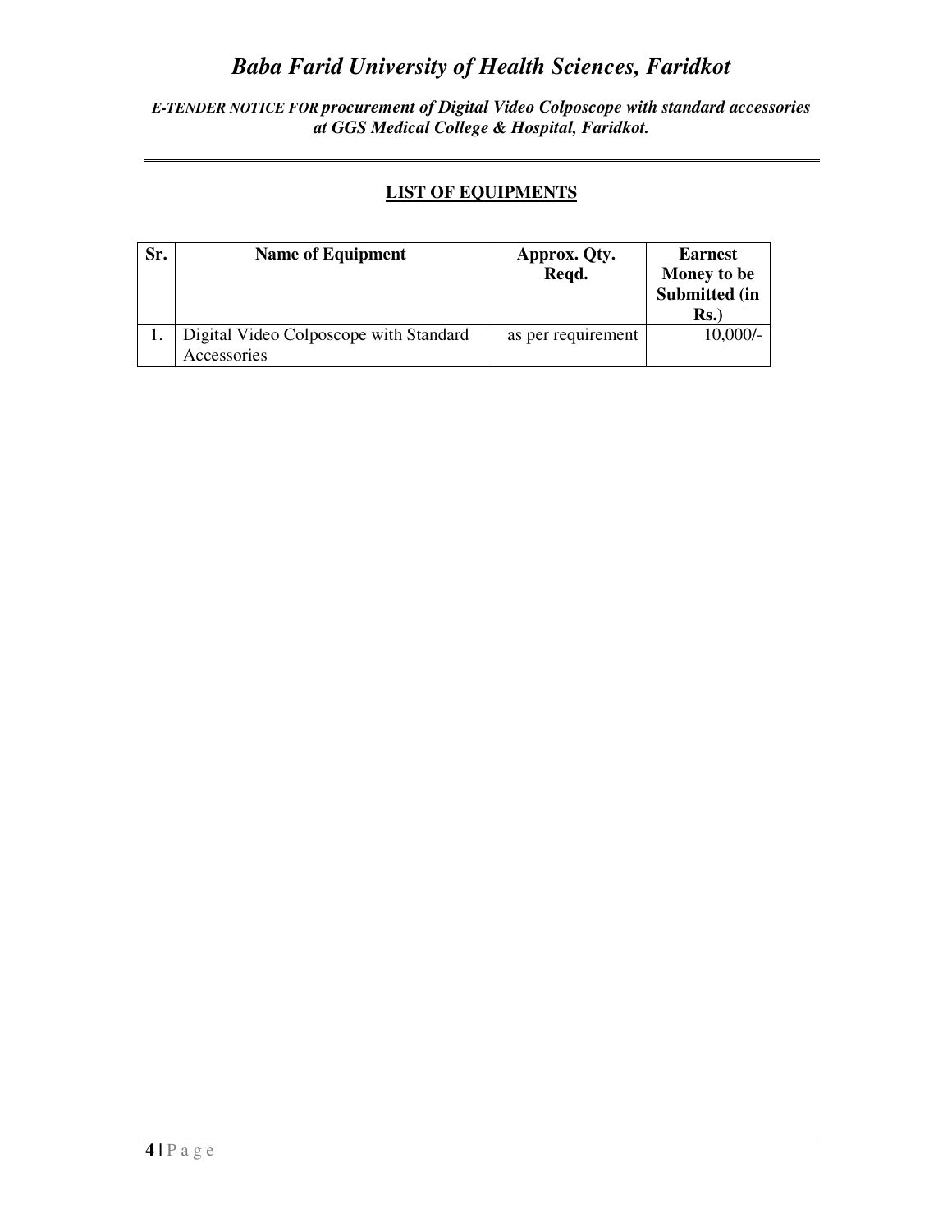# *Baba Farid University of Health Sciences, Faridkot*

***E-TENDER NOTICE FOR procurement of Digital Video Colposcope with standard accessories at GGS Medical College & Hospital, Faridkot.***

## LIST OF EQUIPMENTS

| Sr. | Name of Equipment | Approx. Qty. Reqd. | Earnest Money to be Submitted (in Rs.) |
|---|---|---|---|
| 1. | Digital Video Colposcope with Standard Accessories | as per requirement | 10,000/- |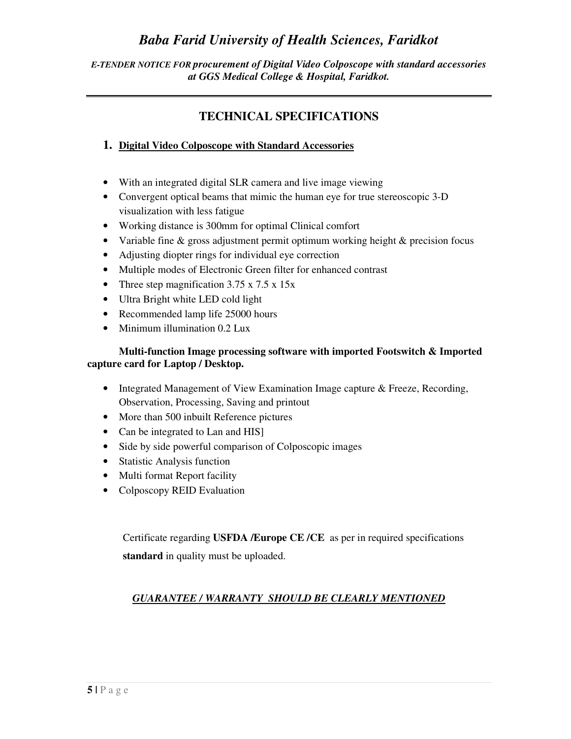*Baba Farid University of Health Sciences, Faridkot*

***E-TENDER NOTICE FOR procurement of Digital Video Colposcope with standard accessories at GGS Medical College & Hospital, Faridkot.***

## TECHNICAL SPECIFICATIONS

### 1. Digital Video Colposcope with Standard Accessories

- With an integrated digital SLR camera and live image viewing
- Convergent optical beams that mimic the human eye for true stereoscopic 3-D visualization with less fatigue
- Working distance is 300mm for optimal Clinical comfort
- Variable fine & gross adjustment permit optimum working height & precision focus
- Adjusting diopter rings for individual eye correction
- Multiple modes of Electronic Green filter for enhanced contrast
- Three step magnification 3.75 x 7.5 x 15x
- Ultra Bright white LED cold light
- Recommended lamp life 25000 hours
- Minimum illumination 0.2 Lux

**Multi-function Image processing software with imported Footswitch & Imported capture card for Laptop / Desktop.**

- Integrated Management of View Examination Image capture & Freeze, Recording, Observation, Processing, Saving and printout
- More than 500 inbuilt Reference pictures
- Can be integrated to Lan and HIS]
- Side by side powerful comparison of Colposcopic images
- Statistic Analysis function
- Multi format Report facility
- Colposcopy REID Evaluation

Certificate regarding **USFDA /Europe CE /CE** as per in required specifications **standard** in quality must be uploaded.

***GUARANTEE / WARRANTY SHOULD BE CLEARLY MENTIONED***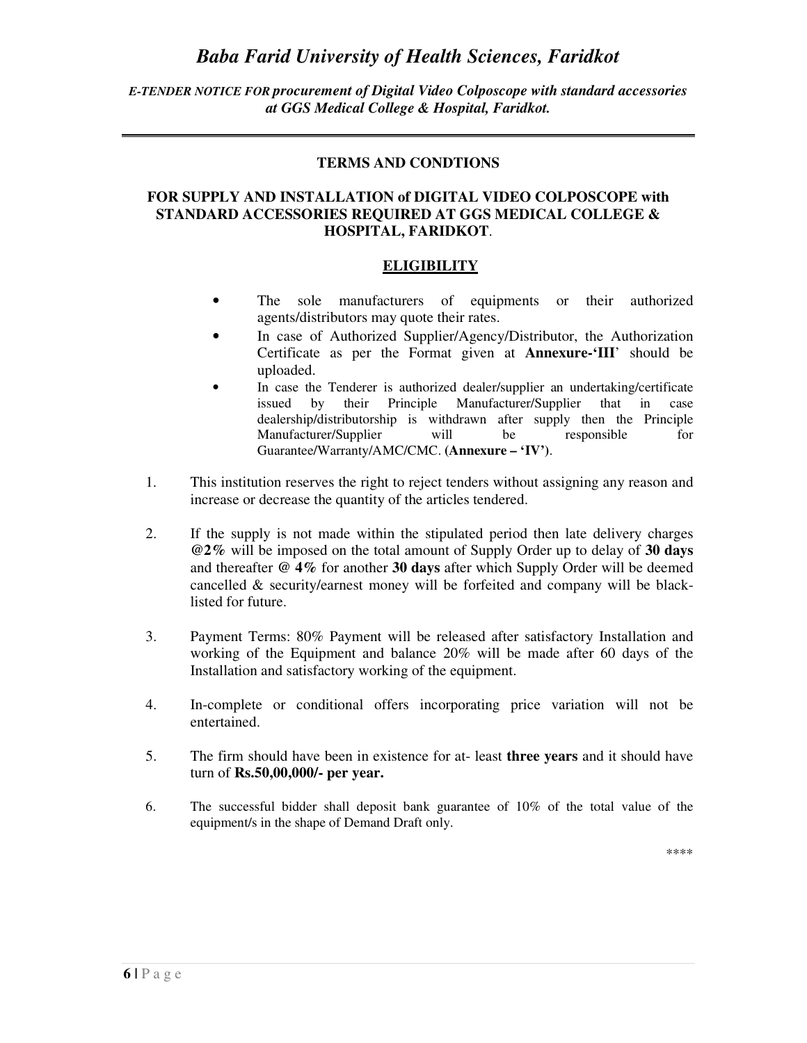# Baba Farid University of Health Sciences, Faridkot

***E-TENDER NOTICE FOR procurement of Digital Video Colposcope with standard accessories at GGS Medical College & Hospital, Faridkot.***

## TERMS AND CONDTIONS

## FOR SUPPLY AND INSTALLATION of DIGITAL VIDEO COLPOSCOPE with STANDARD ACCESSORIES REQUIRED AT GGS MEDICAL COLLEGE & HOSPITAL, FARIDKOT.

### ELIGIBILITY

- The sole manufacturers of equipments or their authorized agents/distributors may quote their rates.
- In case of Authorized Supplier/Agency/Distributor, the Authorization Certificate as per the Format given at **Annexure-'III**' should be uploaded.
- In case the Tenderer is authorized dealer/supplier an undertaking/certificate issued by their Principle Manufacturer/Supplier that in case dealership/distributorship is withdrawn after supply then the Principle Manufacturer/Supplier will be responsible for Guarantee/Warranty/AMC/CMC. **(Annexure – 'IV')**.

1. This institution reserves the right to reject tenders without assigning any reason and increase or decrease the quantity of the articles tendered.
2. If the supply is not made within the stipulated period then late delivery charges **@2%** will be imposed on the total amount of Supply Order up to delay of **30 days** and thereafter **@ 4%** for another **30 days** after which Supply Order will be deemed cancelled & security/earnest money will be forfeited and company will be black-listed for future.
3. Payment Terms: 80% Payment will be released after satisfactory Installation and working of the Equipment and balance 20% will be made after 60 days of the Installation and satisfactory working of the equipment.
4. In-complete or conditional offers incorporating price variation will not be entertained.
5. The firm should have been in existence for at- least **three years** and it should have turn of **Rs.50,00,000/- per year.**
6. The successful bidder shall deposit bank guarantee of 10% of the total value of the equipment/s in the shape of Demand Draft only.

****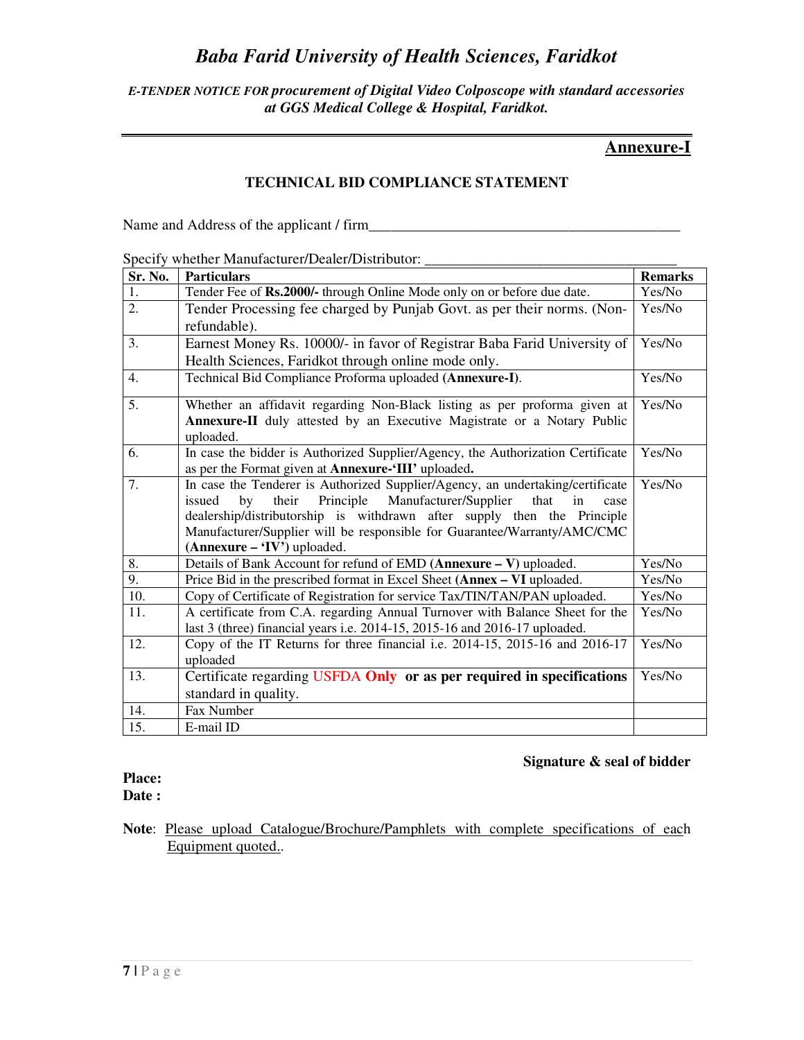# *Baba Farid University of Health Sciences, Faridkot*

***E-TENDER NOTICE FOR procurement of Digital Video Colposcope with standard accessories at GGS Medical College & Hospital, Faridkot.***

**Annexure-I**

## TECHNICAL BID COMPLIANCE STATEMENT

Name and Address of the applicant / firm_________________________________________

Specify whether Manufacturer/Dealer/Distributor: __________________________________

| Sr. No. | Particulars | Remarks |
|---|---|---|
| 1. | Tender Fee of **Rs.2000/-** through Online Mode only on or before due date. | Yes/No |
| 2. | Tender Processing fee charged by Punjab Govt. as per their norms. (Non-refundable). | Yes/No |
| 3. | Earnest Money Rs. 10000/- in favor of Registrar Baba Farid University of Health Sciences, Faridkot through online mode only. | Yes/No |
| 4. | Technical Bid Compliance Proforma uploaded (**Annexure-I**). | Yes/No |
| 5. | Whether an affidavit regarding Non-Black listing as per proforma given at **Annexure-II** duly attested by an Executive Magistrate or a Notary Public uploaded. | Yes/No |
| 6. | In case the bidder is Authorized Supplier/Agency, the Authorization Certificate as per the Format given at **Annexure-'III'** uploaded**.** | Yes/No |
| 7. | In case the Tenderer is Authorized Supplier/Agency, an undertaking/certificate issued by their Principle Manufacturer/Supplier that in case dealership/distributorship is withdrawn after supply then the Principle Manufacturer/Supplier will be responsible for Guarantee/Warranty/AMC/CMC **(Annexure – 'IV')** uploaded. | Yes/No |
| 8. | Details of Bank Account for refund of EMD **(Annexure – V)** uploaded. | Yes/No |
| 9. | Price Bid in the prescribed format in Excel Sheet **(Annex – VI** uploaded. | Yes/No |
| 10. | Copy of Certificate of Registration for service Tax/TIN/TAN/PAN uploaded. | Yes/No |
| 11. | A certificate from C.A. regarding Annual Turnover with Balance Sheet for the last 3 (three) financial years i.e. 2014-15, 2015-16 and 2016-17 uploaded. | Yes/No |
| 12. | Copy of the IT Returns for three financial i.e. 2014-15, 2015-16 and 2016-17 uploaded | Yes/No |
| 13. | Certificate regarding USFDA **Only** **or as per required in specifications** standard in quality. | Yes/No |
| 14. | Fax Number | |
| 15. | E-mail ID | |

**Signature & seal of bidder**

**Place:**
**Date :**

**Note**: Please upload Catalogue/Brochure/Pamphlets with complete specifications of each Equipment quoted..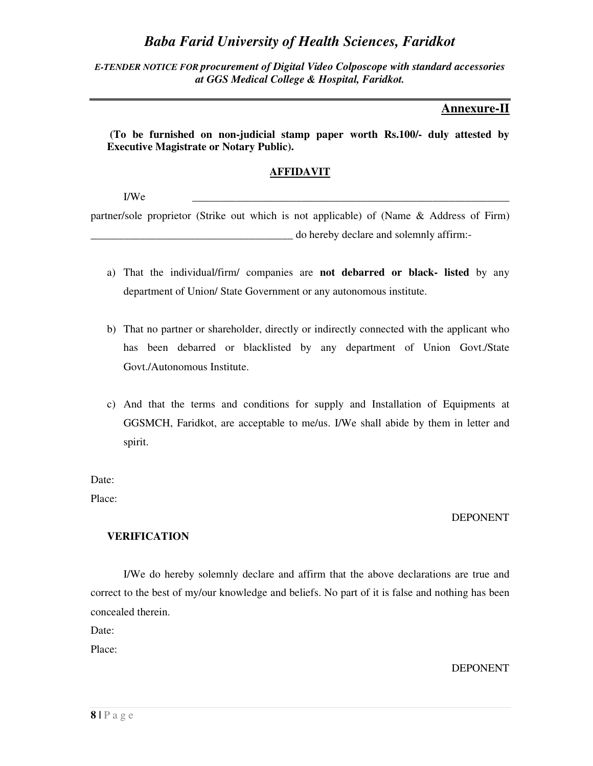## Annexure-II

**(To be furnished on non-judicial stamp paper worth Rs.100/- duly attested by Executive Magistrate or Notary Public).**

### AFFIDAVIT

I/We ______________________________________________________________ partner/sole proprietor (Strike out which is not applicable) of (Name & Address of Firm) ______________________________________ do hereby declare and solemnly affirm:-

a) That the individual/firm/ companies are **not debarred or black- listed** by any department of Union/ State Government or any autonomous institute.

b) That no partner or shareholder, directly or indirectly connected with the applicant who has been debarred or blacklisted by any department of Union Govt./State Govt./Autonomous Institute.

c) And that the terms and conditions for supply and Installation of Equipments at GGSMCH, Faridkot, are acceptable to me/us. I/We shall abide by them in letter and spirit.

Date:

Place:

DEPONENT

**VERIFICATION**

I/We do hereby solemnly declare and affirm that the above declarations are true and correct to the best of my/our knowledge and beliefs. No part of it is false and nothing has been concealed therein.

Date:

Place:

DEPONENT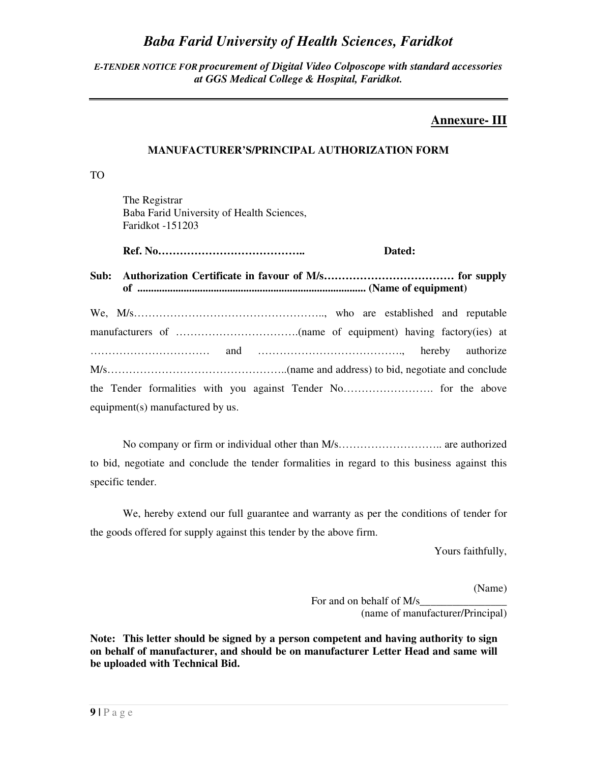# *Baba Farid University of Health Sciences, Faridkot*

***E-TENDER NOTICE FOR procurement of Digital Video Colposcope with standard accessories at GGS Medical College & Hospital, Faridkot.***

## Annexure- III

**MANUFACTURER'S/PRINCIPAL AUTHORIZATION FORM**

TO

The Registrar
Baba Farid University of Health Sciences,
Faridkot -151203

**Ref. No…………………………………..** **Dated:**

**Sub: Authorization Certificate in favour of M/s……………………………… for supply of ................................................................................... (Name of equipment)**

We, M/s…………………………………………….., who are established and reputable manufacturers of …………………………….(name of equipment) having factory(ies) at …………………………… and …………………………………., hereby authorize M/s…………………………………………..(name and address) to bid, negotiate and conclude the Tender formalities with you against Tender No……………………. for the above equipment(s) manufactured by us.

No company or firm or individual other than M/s……………………….. are authorized to bid, negotiate and conclude the tender formalities in regard to this business against this specific tender.

We, hereby extend our full guarantee and warranty as per the conditions of tender for the goods offered for supply against this tender by the above firm.

Yours faithfully,

(Name)
For and on behalf of M/s________________
(name of manufacturer/Principal)

**Note: This letter should be signed by a person competent and having authority to sign on behalf of manufacturer, and should be on manufacturer Letter Head and same will be uploaded with Technical Bid.**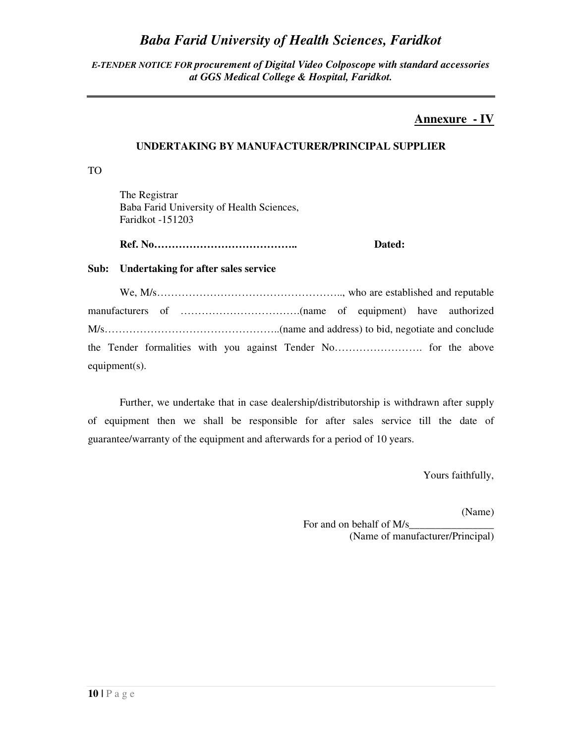**Annexure - IV**

**UNDERTAKING BY MANUFACTURER/PRINCIPAL SUPPLIER**

TO

The Registrar
Baba Farid University of Health Sciences,
Faridkot -151203

**Ref. No…………………………………..** **Dated:**

**Sub: Undertaking for after sales service**

We, M/s…………………………………………….., who are established and reputable manufacturers of …………………………….(name of equipment) have authorized M/s…………………………………………..(name and address) to bid, negotiate and conclude the Tender formalities with you against Tender No……………………. for the above equipment(s).

Further, we undertake that in case dealership/distributorship is withdrawn after supply of equipment then we shall be responsible for after sales service till the date of guarantee/warranty of the equipment and afterwards for a period of 10 years.

Yours faithfully,

(Name)
For and on behalf of M/s________________
(Name of manufacturer/Principal)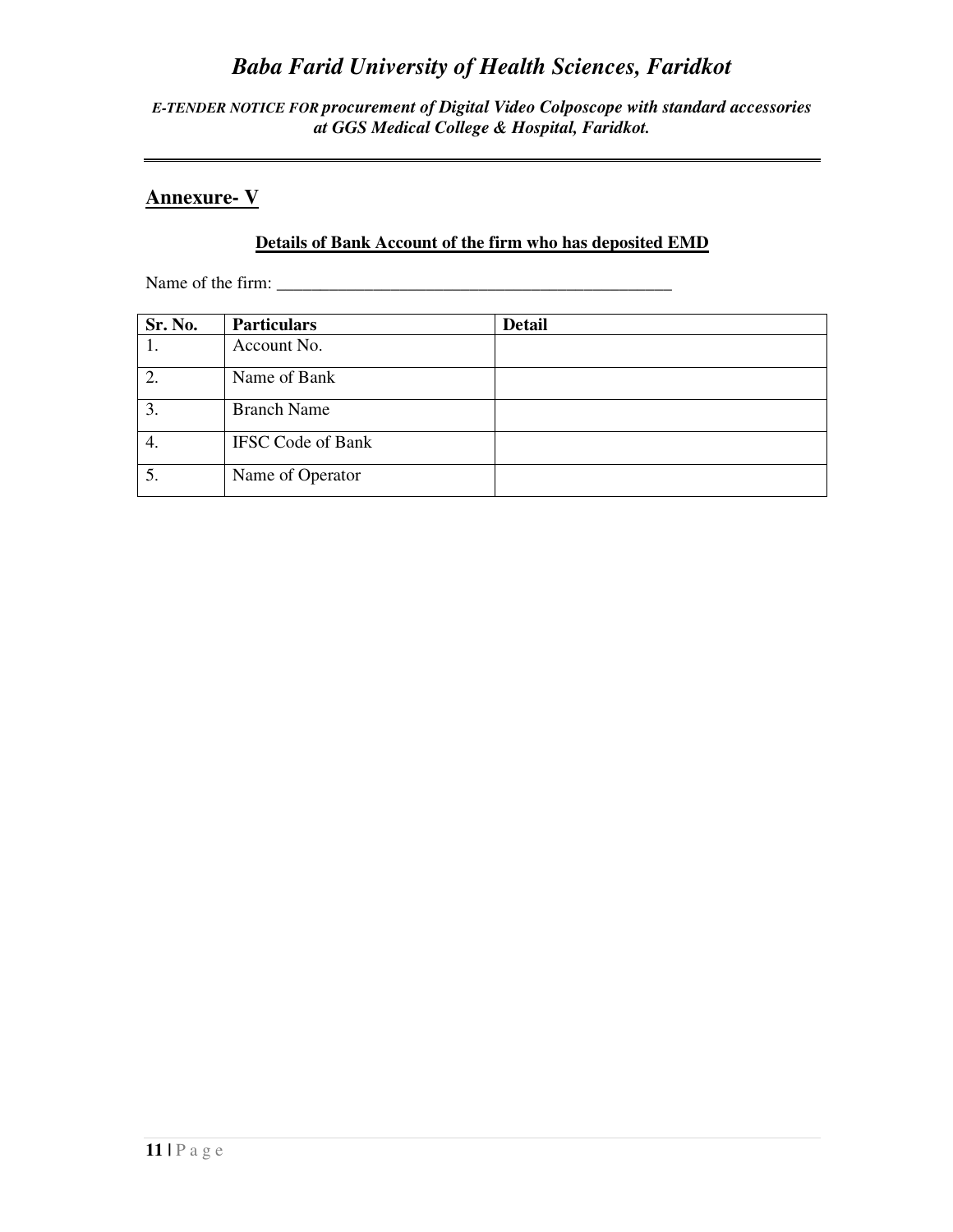## Annexure- V

**Details of Bank Account of the firm who has deposited EMD**

Name of the firm: ________________________________________________

| Sr. No. | Particulars | Detail |
|---|---|---|
| 1. | Account No. | |
| 2. | Name of Bank | |
| 3. | Branch Name | |
| 4. | IFSC Code of Bank | |
| 5. | Name of Operator | |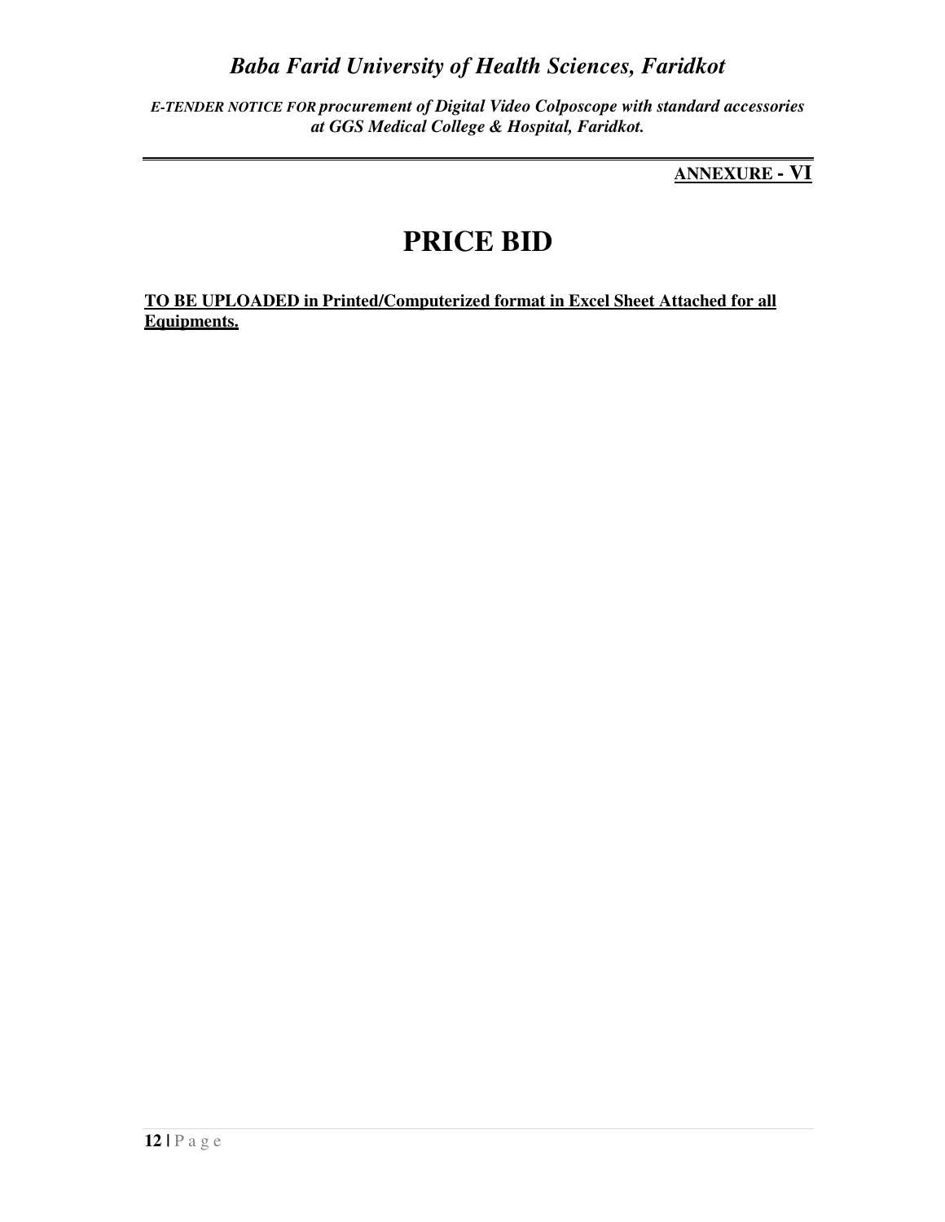**ANNEXURE - VI**

# PRICE BID

**TO BE UPLOADED in Printed/Computerized format in Excel Sheet Attached for all Equipments.**